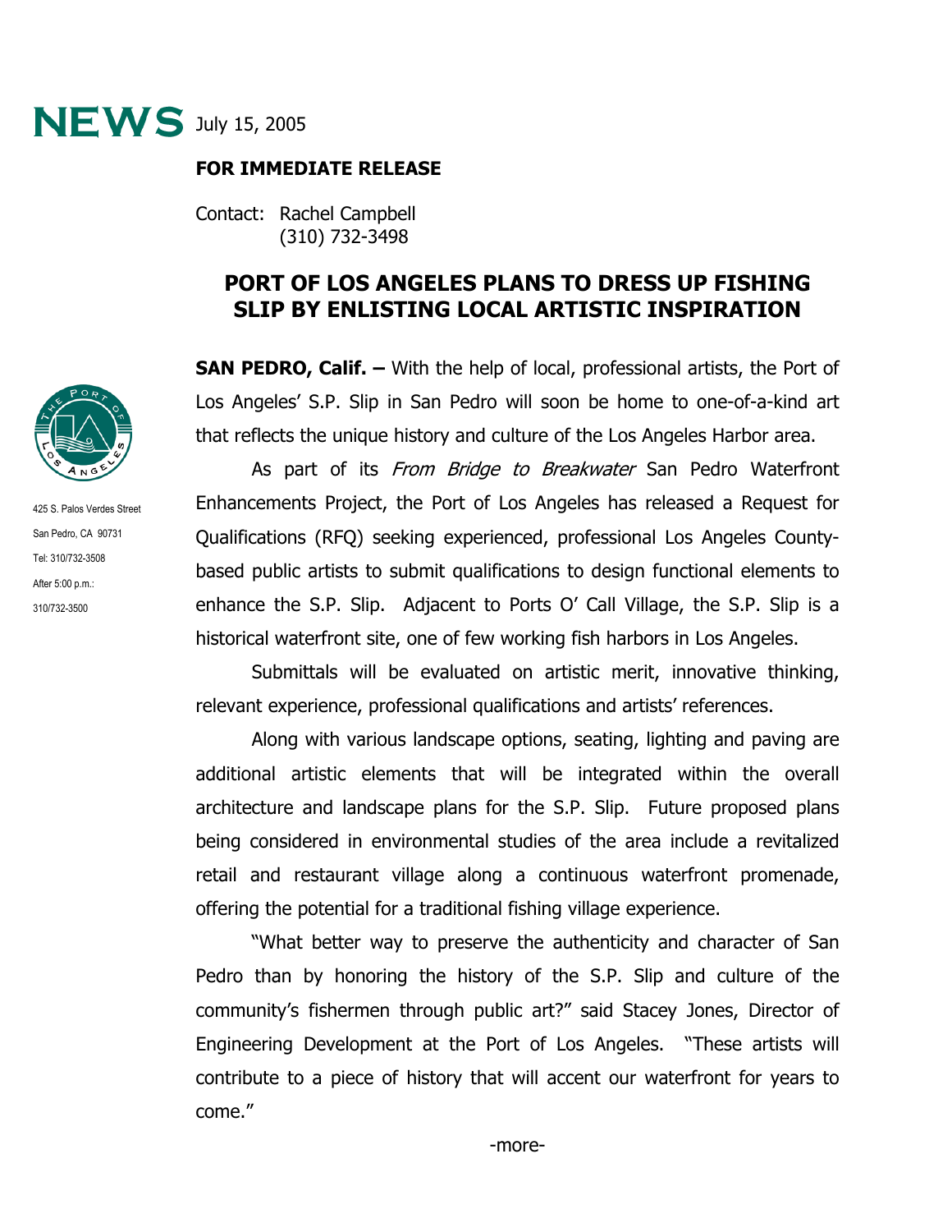**NEWS** July 15, 2005

**FOR IMMEDIATE RELEASE**

Contact: Rachel Campbell
(310) 732-3498

425 S. Palos Verdes Street
San Pedro, CA 90731
Tel: 310/732-3508
After 5:00 p.m.:
310/732-3500

# PORT OF LOS ANGELES PLANS TO DRESS UP FISHING SLIP BY ENLISTING LOCAL ARTISTIC INSPIRATION

**SAN PEDRO, Calif. –** With the help of local, professional artists, the Port of Los Angeles' S.P. Slip in San Pedro will soon be home to one-of-a-kind art that reflects the unique history and culture of the Los Angeles Harbor area.

As part of its *From Bridge to Breakwater* San Pedro Waterfront Enhancements Project, the Port of Los Angeles has released a Request for Qualifications (RFQ) seeking experienced, professional Los Angeles County-based public artists to submit qualifications to design functional elements to enhance the S.P. Slip. Adjacent to Ports O' Call Village, the S.P. Slip is a historical waterfront site, one of few working fish harbors in Los Angeles.

Submittals will be evaluated on artistic merit, innovative thinking, relevant experience, professional qualifications and artists' references.

Along with various landscape options, seating, lighting and paving are additional artistic elements that will be integrated within the overall architecture and landscape plans for the S.P. Slip. Future proposed plans being considered in environmental studies of the area include a revitalized retail and restaurant village along a continuous waterfront promenade, offering the potential for a traditional fishing village experience.

"What better way to preserve the authenticity and character of San Pedro than by honoring the history of the S.P. Slip and culture of the community's fishermen through public art?" said Stacey Jones, Director of Engineering Development at the Port of Los Angeles. "These artists will contribute to a piece of history that will accent our waterfront for years to come."

-more-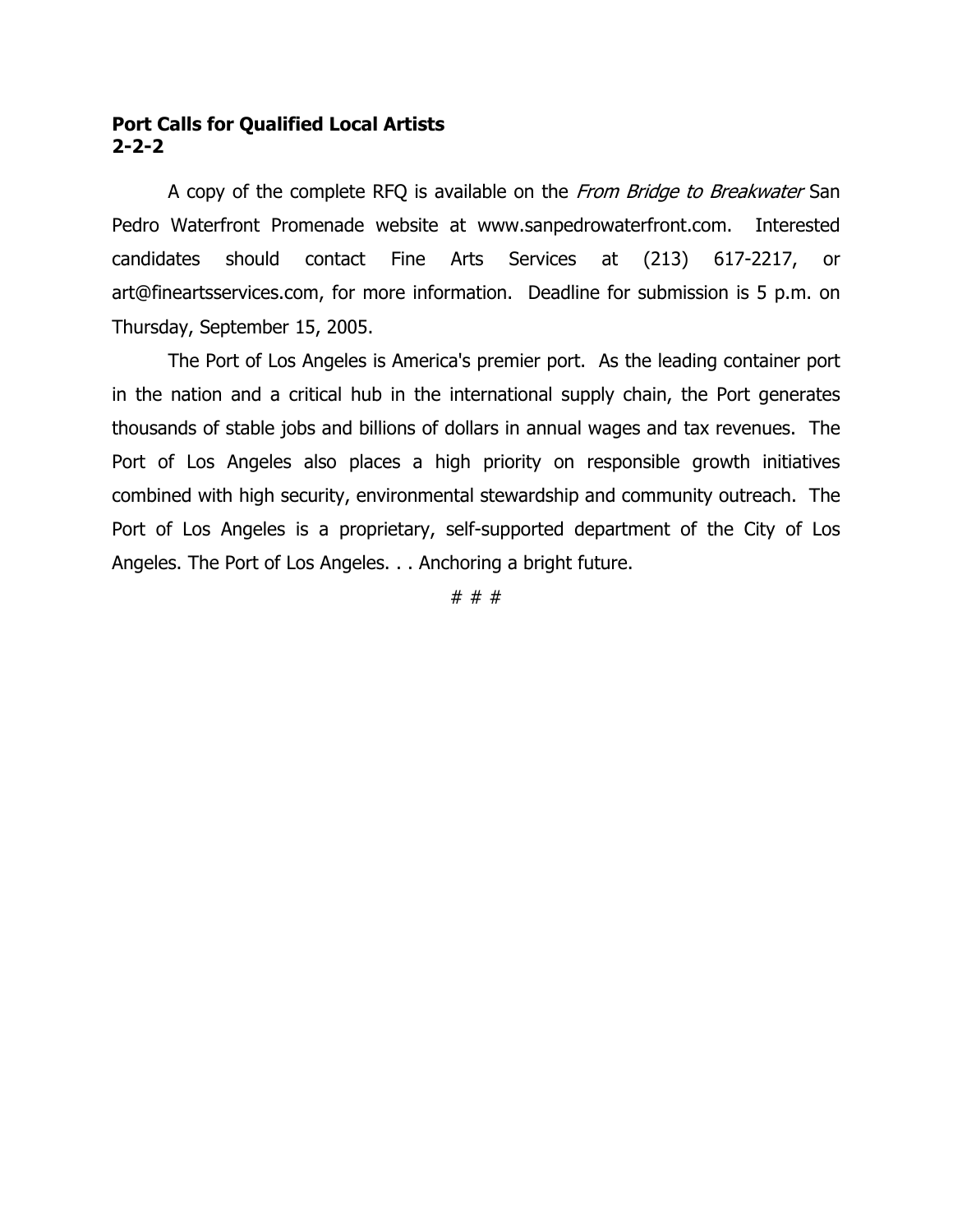**Port Calls for Qualified Local Artists**
**2-2-2**

A copy of the complete RFQ is available on the *From Bridge to Breakwater* San Pedro Waterfront Promenade website at www.sanpedrowaterfront.com. Interested candidates should contact Fine Arts Services at (213) 617-2217, or art@fineartsservices.com, for more information. Deadline for submission is 5 p.m. on Thursday, September 15, 2005.

The Port of Los Angeles is America's premier port. As the leading container port in the nation and a critical hub in the international supply chain, the Port generates thousands of stable jobs and billions of dollars in annual wages and tax revenues. The Port of Los Angeles also places a high priority on responsible growth initiatives combined with high security, environmental stewardship and community outreach. The Port of Los Angeles is a proprietary, self-supported department of the City of Los Angeles. The Port of Los Angeles. . . Anchoring a bright future.

# # #